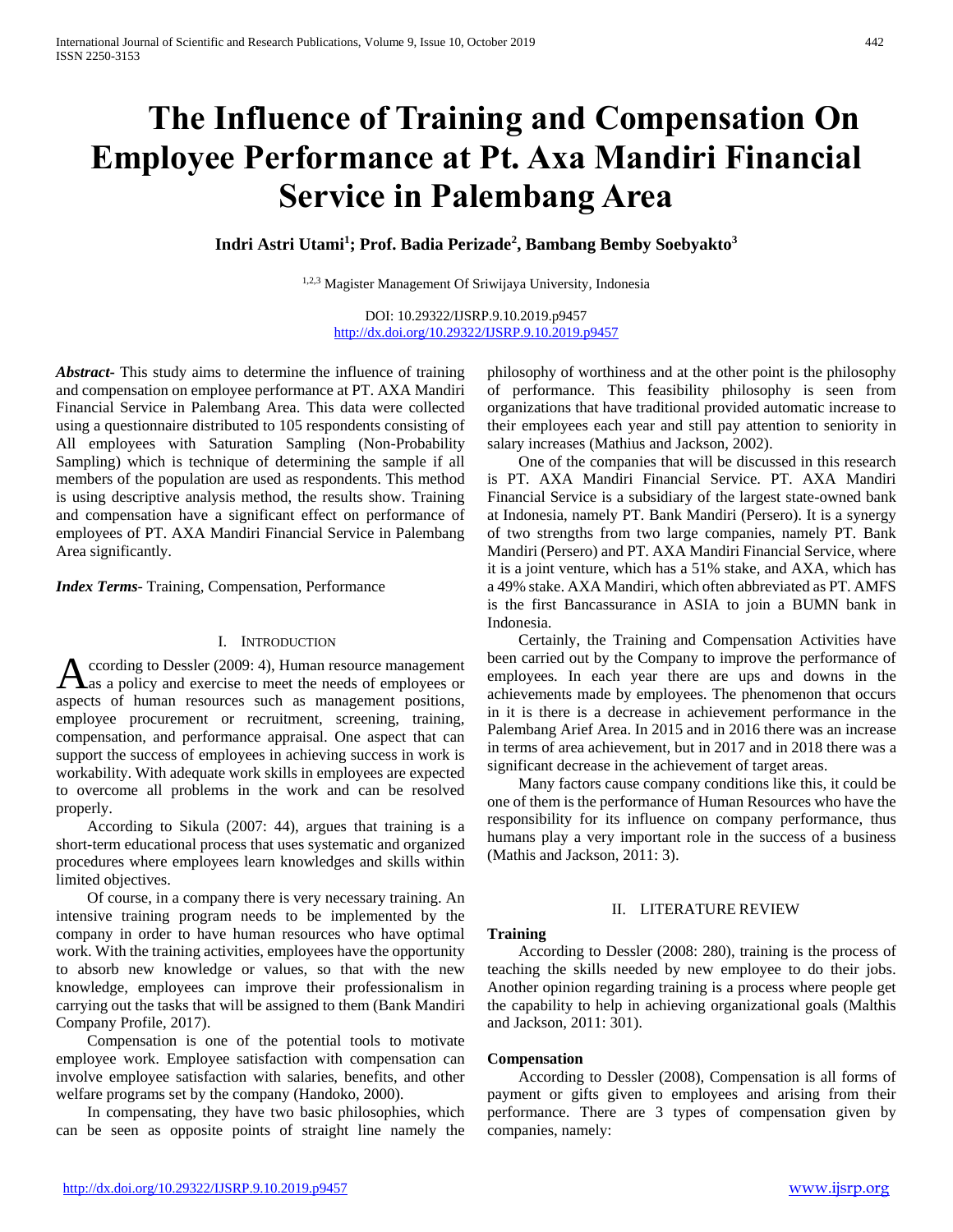# The Influence of Training and Compensation On Employee Performance at Pt. Axa Mandiri Financial Service in Palembang Area

**Indri Astri Utami[1]; Prof. Badia Perizade[2], Bambang Bemby Soebyakto[3]**

[1,2,3] Magister Management Of Sriwijaya University, Indonesia

DOI: 10.29322/IJSRP.9.10.2019.p9457
http://dx.doi.org/10.29322/IJSRP.9.10.2019.p9457

***Abstract***- This study aims to determine the influence of training and compensation on employee performance at PT. AXA Mandiri Financial Service in Palembang Area. This data were collected using a questionnaire distributed to 105 respondents consisting of All employees with Saturation Sampling (Non-Probability Sampling) which is technique of determining the sample if all members of the population are used as respondents. This method is using descriptive analysis method, the results show. Training and compensation have a significant effect on performance of employees of PT. AXA Mandiri Financial Service in Palembang Area significantly.

***Index Terms***- Training, Compensation, Performance

## I. Introduction

According to Dessler (2009: 4), Human resource management as a policy and exercise to meet the needs of employees or aspects of human resources such as management positions, employee procurement or recruitment, screening, training, compensation, and performance appraisal. One aspect that can support the success of employees in achieving success in work is workability. With adequate work skills in employees are expected to overcome all problems in the work and can be resolved properly.

According to Sikula (2007: 44), argues that training is a short-term educational process that uses systematic and organized procedures where employees learn knowledges and skills within limited objectives.

Of course, in a company there is very necessary training. An intensive training program needs to be implemented by the company in order to have human resources who have optimal work. With the training activities, employees have the opportunity to absorb new knowledge or values, so that with the new knowledge, employees can improve their professionalism in carrying out the tasks that will be assigned to them (Bank Mandiri Company Profile, 2017).

Compensation is one of the potential tools to motivate employee work. Employee satisfaction with compensation can involve employee satisfaction with salaries, benefits, and other welfare programs set by the company (Handoko, 2000).

In compensating, they have two basic philosophies, which can be seen as opposite points of straight line namely the philosophy of worthiness and at the other point is the philosophy of performance. This feasibility philosophy is seen from organizations that have traditional provided automatic increase to their employees each year and still pay attention to seniority in salary increases (Mathius and Jackson, 2002).

One of the companies that will be discussed in this research is PT. AXA Mandiri Financial Service. PT. AXA Mandiri Financial Service is a subsidiary of the largest state-owned bank at Indonesia, namely PT. Bank Mandiri (Persero). It is a synergy of two strengths from two large companies, namely PT. Bank Mandiri (Persero) and PT. AXA Mandiri Financial Service, where it is a joint venture, which has a 51% stake, and AXA, which has a 49% stake. AXA Mandiri, which often abbreviated as PT. AMFS is the first Bancassurance in ASIA to join a BUMN bank in Indonesia.

Certainly, the Training and Compensation Activities have been carried out by the Company to improve the performance of employees. In each year there are ups and downs in the achievements made by employees. The phenomenon that occurs in it is there is a decrease in achievement performance in the Palembang Arief Area. In 2015 and in 2016 there was an increase in terms of area achievement, but in 2017 and in 2018 there was a significant decrease in the achievement of target areas.

Many factors cause company conditions like this, it could be one of them is the performance of Human Resources who have the responsibility for its influence on company performance, thus humans play a very important role in the success of a business (Mathis and Jackson, 2011: 3).

## II. Literature Review

### Training

According to Dessler (2008: 280), training is the process of teaching the skills needed by new employee to do their jobs. Another opinion regarding training is a process where people get the capability to help in achieving organizational goals (Malthis and Jackson, 2011: 301).

### Compensation

According to Dessler (2008), Compensation is all forms of payment or gifts given to employees and arising from their performance. There are 3 types of compensation given by companies, namely: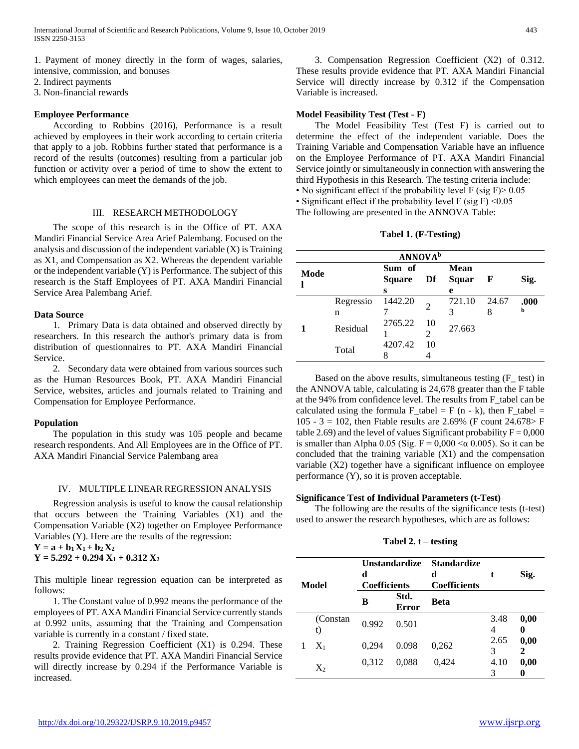1. Payment of money directly in the form of wages, salaries, intensive, commission, and bonuses
2. Indirect payments
3. Non-financial rewards

**Employee Performance**

According to Robbins (2016), Performance is a result achieved by employees in their work according to certain criteria that apply to a job. Robbins further stated that performance is a record of the results (outcomes) resulting from a particular job function or activity over a period of time to show the extent to which employees can meet the demands of the job.

## III. RESEARCH METHODOLOGY

The scope of this research is in the Office of PT. AXA Mandiri Financial Service Area Arief Palembang. Focused on the analysis and discussion of the independent variable (X) is Training as X1, and Compensation as X2. Whereas the dependent variable or the independent variable (Y) is Performance. The subject of this research is the Staff Employees of PT. AXA Mandiri Financial Service Area Palembang Arief.

**Data Source**

1. Primary Data is data obtained and observed directly by researchers. In this research the author's primary data is from distribution of questionnaires to PT. AXA Mandiri Financial Service.

2. Secondary data were obtained from various sources such as the Human Resources Book, PT. AXA Mandiri Financial Service, websites, articles and journals related to Training and Compensation for Employee Performance.

**Population**

The population in this study was 105 people and became research respondents. And All Employees are in the Office of PT. AXA Mandiri Financial Service Palembang area

## IV. MULTIPLE LINEAR REGRESSION ANALYSIS

Regression analysis is useful to know the causal relationship that occurs between the Training Variables (X1) and the Compensation Variable (X2) together on Employee Performance Variables (Y). Here are the results of the regression:

$$\mathbf{Y = a + b_1 X_1 + b_2 X_2}$$

$$\mathbf{Y = 5.292 + 0.294\ X_1 + 0.312\ X_2}$$

This multiple linear regression equation can be interpreted as follows:

1. The Constant value of 0.992 means the performance of the employees of PT. AXA Mandiri Financial Service currently stands at 0.992 units, assuming that the Training and Compensation variable is currently in a constant / fixed state.

2. Training Regression Coefficient (X1) is 0.294. These results provide evidence that PT. AXA Mandiri Financial Service will directly increase by 0.294 if the Performance Variable is increased.

3. Compensation Regression Coefficient (X2) of 0.312. These results provide evidence that PT. AXA Mandiri Financial Service will directly increase by 0.312 if the Compensation Variable is increased.

**Model Feasibility Test (Test - F)**

The Model Feasibility Test (Test F) is carried out to determine the effect of the independent variable. Does the Training Variable and Compensation Variable have an influence on the Employee Performance of PT. AXA Mandiri Financial Service jointly or simultaneously in connection with answering the third Hypothesis in this Research. The testing criteria include:

- No significant effect if the probability level F (sig F)> 0.05
- Significant effect if the probability level F (sig F) <0.05

The following are presented in the ANNOVA Table:

**Tabel 1. (F-Testing)**

| ANNOVA[b] | | | | | | |
|---|---|---|---|---|---|---|
| Model | | Sum of Squares | Df | Mean Square | F | Sig. |
| 1 | Regression | 1442.207 | 2 | 721.103 | 24.678 | .000[b] |
| | Residual | 2765.221 | 102 | 27.663 | | |
| | Total | 4207.428 | 104 | | | |

Based on the above results, simultaneous testing (F_ test) in the ANNOVA table, calculating is 24,678 greater than the F table at the 94% from confidence level. The results from F_tabel can be calculated using the formula F_tabel = F (n - k), then F_tabel = 105 - 3 = 102, then Ftable results are 2.69% (F count 24.678> F table 2.69) and the level of values Significant probability F = 0,000 is smaller than Alpha 0.05 (Sig. F = 0,000 <α 0.005). So it can be concluded that the training variable (X1) and the compensation variable (X2) together have a significant influence on employee performance (Y), so it is proven acceptable.

**Significance Test of Individual Parameters (t-Test)**

The following are the results of the significance tests (t-test) used to answer the research hypotheses, which are as follows:

**Tabel 2. t – testing**

| Model | | Unstandardized Coefficients | | Standardized Coefficients | t | Sig. |
|---|---|---|---|---|---|---|
| | | B | Std. Error | Beta | | |
| 1 | (Constant) | 0.992 | 0.501 | | 3.484 | 0,000 |
| | $X_1$ | 0,294 | 0.098 | 0,262 | 2.653 | 0,002 |
| | $X_2$ | 0,312 | 0,088 | 0,424 | 4.103 | 0,000 |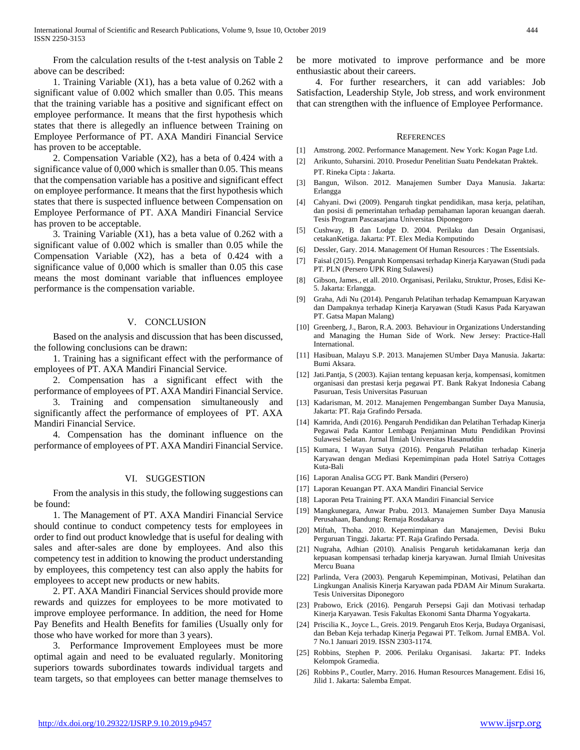From the calculation results of the t-test analysis on Table 2 above can be described:

1. Training Variable (X1), has a beta value of 0.262 with a significant value of 0.002 which smaller than 0.05. This means that the training variable has a positive and significant effect on employee performance. It means that the first hypothesis which states that there is allegedly an influence between Training on Employee Performance of PT. AXA Mandiri Financial Service has proven to be acceptable.

2. Compensation Variable (X2), has a beta of 0.424 with a significance value of 0,000 which is smaller than 0.05. This means that the compensation variable has a positive and significant effect on employee performance. It means that the first hypothesis which states that there is suspected influence between Compensation on Employee Performance of PT. AXA Mandiri Financial Service has proven to be acceptable.

3. Training Variable (X1), has a beta value of 0.262 with a significant value of 0.002 which is smaller than 0.05 while the Compensation Variable (X2), has a beta of 0.424 with a significance value of 0,000 which is smaller than 0.05 this case means the most dominant variable that influences employee performance is the compensation variable.

## V. CONCLUSION

Based on the analysis and discussion that has been discussed, the following conclusions can be drawn:

1. Training has a significant effect with the performance of employees of PT. AXA Mandiri Financial Service.

2. Compensation has a significant effect with the performance of employees of PT. AXA Mandiri Financial Service.

3. Training and compensation simultaneously and significantly affect the performance of employees of PT. AXA Mandiri Financial Service.

4. Compensation has the dominant influence on the performance of employees of PT. AXA Mandiri Financial Service.

## VI. SUGGESTION

From the analysis in this study, the following suggestions can be found:

1. The Management of PT. AXA Mandiri Financial Service should continue to conduct competency tests for employees in order to find out product knowledge that is useful for dealing with sales and after-sales are done by employees. And also this competency test in addition to knowing the product understanding by employees, this competency test can also apply the habits for employees to accept new products or new habits.

2. PT. AXA Mandiri Financial Services should provide more rewards and quizzes for employees to be more motivated to improve employee performance. In addition, the need for Home Pay Benefits and Health Benefits for families (Usually only for those who have worked for more than 3 years).

3. Performance Improvement Employees must be more optimal again and need to be evaluated regularly. Monitoring superiors towards subordinates towards individual targets and team targets, so that employees can better manage themselves to be more motivated to improve performance and be more enthusiastic about their careers.

4. For further researchers, it can add variables: Job Satisfaction, Leadership Style, Job stress, and work environment that can strengthen with the influence of Employee Performance.

## REFERENCES

[1] Amstrong. 2002. Performance Management. New York: Kogan Page Ltd.

[2] Arikunto, Suharsini. 2010. Prosedur Penelitian Suatu Pendekatan Praktek. PT. Rineka Cipta : Jakarta.

[3] Bangun, Wilson. 2012. Manajemen Sumber Daya Manusia. Jakarta: Erlangga

[4] Cahyani. Dwi (2009). Pengaruh tingkat pendidikan, masa kerja, pelatihan, dan posisi di pemerintahan terhadap pemahaman laporan keuangan daerah. Tesis Program Pascasarjana Universitas Diponegoro

[5] Cushway, B dan Lodge D. 2004. Perilaku dan Desain Organisasi, cetakanKetiga. Jakarta: PT. Elex Media Komputindo

[6] Dessler, Gary. 2014. Management Of Human Resources : The Essentsials.

[7] Faisal (2015). Pengaruh Kompensasi terhadap Kinerja Karyawan (Studi pada PT. PLN (Persero UPK Ring Sulawesi)

[8] Gibson, James., et all. 2010. Organisasi, Perilaku, Struktur, Proses, Edisi Ke-5. Jakarta: Erlangga.

[9] Graha, Adi Nu (2014). Pengaruh Pelatihan terhadap Kemampuan Karyawan dan Dampaknya terhadap Kinerja Karyawan (Studi Kasus Pada Karyawan PT. Gatsa Mapan Malang)

[10] Greenberg, J., Baron, R.A. 2003. Behaviour in Organizations Understanding and Managing the Human Side of Work. New Jersey: Practice-Hall International.

[11] Hasibuan, Malayu S.P. 2013. Manajemen SUmber Daya Manusia. Jakarta: Bumi Aksara.

[12] Jati.Pantja, S (2003). Kajian tentang kepuasan kerja, kompensasi, komitmen organisasi dan prestasi kerja pegawai PT. Bank Rakyat Indonesia Cabang Pasuruan, Tesis Universitas Pasuruan

[13] Kadarisman, M. 2012. Manajemen Pengembangan Sumber Daya Manusia, Jakarta: PT. Raja Grafindo Persada.

[14] Kamrida, Andi (2016). Pengaruh Pendidikan dan Pelatihan Terhadap Kinerja Pegawai Pada Kantor Lembaga Penjaminan Mutu Pendidikan Provinsi Sulawesi Selatan. Jurnal Ilmiah Universitas Hasanuddin

[15] Kumara, I Wayan Sutya (2016). Pengaruh Pelatihan terhadap Kinerja Karyawan dengan Mediasi Kepemimpinan pada Hotel Satriya Cottages Kuta-Bali

[16] Laporan Analisa GCG PT. Bank Mandiri (Persero)

[17] Laporan Keuangan PT. AXA Mandiri Financial Service

[18] Laporan Peta Training PT. AXA Mandiri Financial Service

[19] Mangkunegara, Anwar Prabu. 2013. Manajemen Sumber Daya Manusia Perusahaan, Bandung: Remaja Rosdakarya

[20] Miftah, Thoha. 2010. Kepemimpinan dan Manajemen, Devisi Buku Perguruan Tinggi. Jakarta: PT. Raja Grafindo Persada.

[21] Nugraha, Adhian (2010). Analisis Pengaruh ketidakamanan kerja dan kepuasan kompensasi terhadap kinerja karyawan. Jurnal Ilmiah Univesitas Mercu Buana

[22] Parlinda, Vera (2003). Pengaruh Kepemimpinan, Motivasi, Pelatihan dan Lingkungan Analisis Kinerja Karyawan pada PDAM Air Minum Surakarta. Tesis Universitas Diponegoro

[23] Prabowo, Erick (2016). Pengaruh Persepsi Gaji dan Motivasi terhadap Kinerja Karyawan. Tesis Fakultas Ekonomi Santa Dharma Yogyakarta.

[24] Priscilia K., Joyce L., Greis. 2019. Pengaruh Etos Kerja, Budaya Organisasi, dan Beban Keja terhadap Kinerja Pegawai PT. Telkom. Jurnal EMBA. Vol. 7 No.1 Januari 2019. ISSN 2303-1174.

[25] Robbins, Stephen P. 2006. Perilaku Organisasi. Jakarta: PT. Indeks Kelompok Gramedia.

[26] Robbins P., Coutler, Marry. 2016. Human Resources Management. Edisi 16, Jilid 1. Jakarta: Salemba Empat.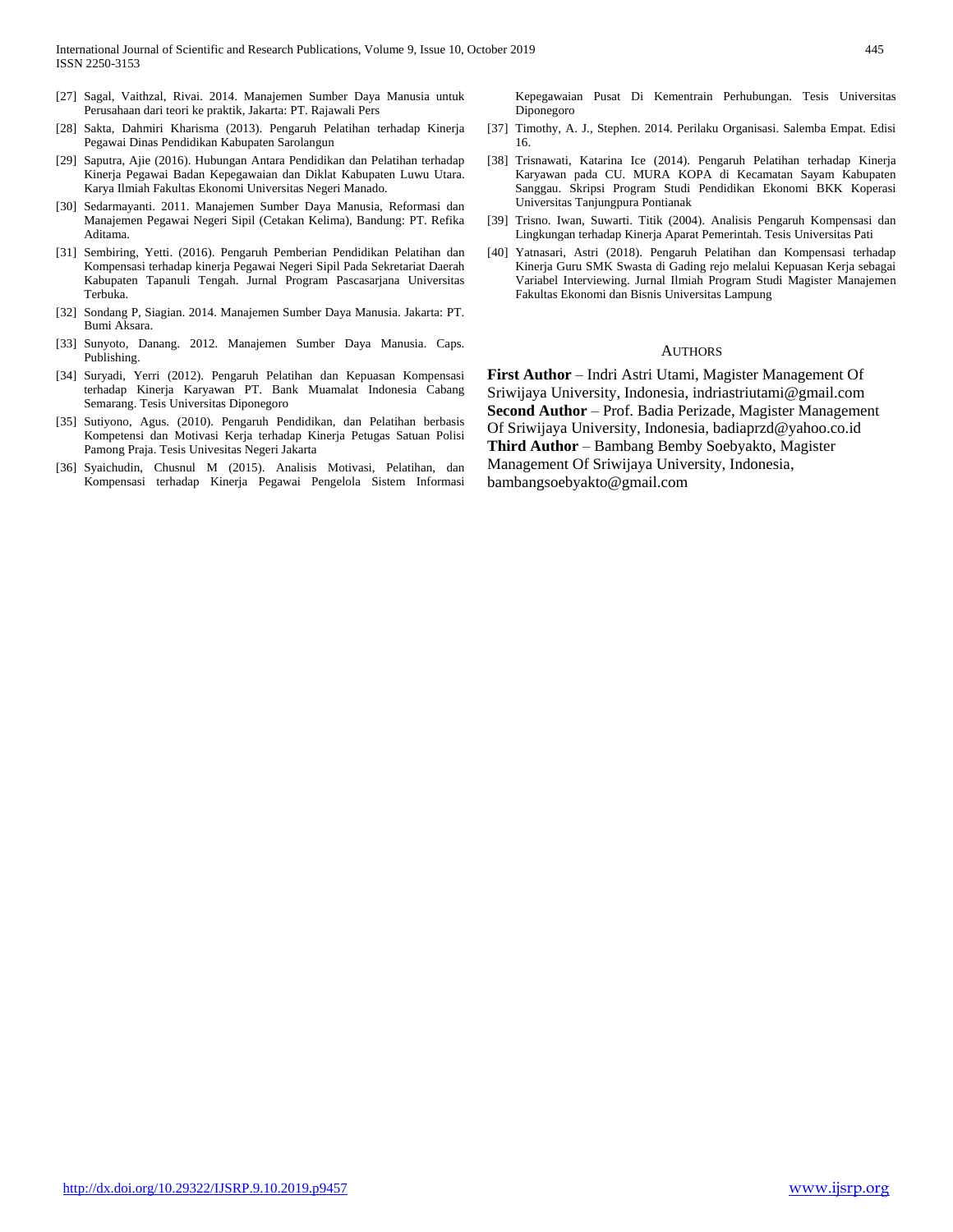[27] Sagal, Vaithzal, Rivai. 2014. Manajemen Sumber Daya Manusia untuk Perusahaan dari teori ke praktik, Jakarta: PT. Rajawali Pers

[28] Sakta, Dahmiri Kharisma (2013). Pengaruh Pelatihan terhadap Kinerja Pegawai Dinas Pendidikan Kabupaten Sarolangun

[29] Saputra, Ajie (2016). Hubungan Antara Pendidikan dan Pelatihan terhadap Kinerja Pegawai Badan Kepegawaian dan Diklat Kabupaten Luwu Utara. Karya Ilmiah Fakultas Ekonomi Universitas Negeri Manado.

[30] Sedarmayanti. 2011. Manajemen Sumber Daya Manusia, Reformasi dan Manajemen Pegawai Negeri Sipil (Cetakan Kelima), Bandung: PT. Refika Aditama.

[31] Sembiring, Yetti. (2016). Pengaruh Pemberian Pendidikan Pelatihan dan Kompensasi terhadap kinerja Pegawai Negeri Sipil Pada Sekretariat Daerah Kabupaten Tapanuli Tengah. Jurnal Program Pascasarjana Universitas Terbuka.

[32] Sondang P, Siagian. 2014. Manajemen Sumber Daya Manusia. Jakarta: PT. Bumi Aksara.

[33] Sunyoto, Danang. 2012. Manajemen Sumber Daya Manusia. Caps. Publishing.

[34] Suryadi, Yerri (2012). Pengaruh Pelatihan dan Kepuasan Kompensasi terhadap Kinerja Karyawan PT. Bank Muamalat Indonesia Cabang Semarang. Tesis Universitas Diponegoro

[35] Sutiyono, Agus. (2010). Pengaruh Pendidikan, dan Pelatihan berbasis Kompetensi dan Motivasi Kerja terhadap Kinerja Petugas Satuan Polisi Pamong Praja. Tesis Univesitas Negeri Jakarta

[36] Syaichudin, Chusnul M (2015). Analisis Motivasi, Pelatihan, dan Kompensasi terhadap Kinerja Pegawai Pengelola Sistem Informasi Kepegawaian Pusat Di Kementrain Perhubungan. Tesis Universitas Diponegoro

[37] Timothy, A. J., Stephen. 2014. Perilaku Organisasi. Salemba Empat. Edisi 16.

[38] Trisnawati, Katarina Ice (2014). Pengaruh Pelatihan terhadap Kinerja Karyawan pada CU. MURA KOPA di Kecamatan Sayam Kabupaten Sanggau. Skripsi Program Studi Pendidikan Ekonomi BKK Koperasi Universitas Tanjungpura Pontianak

[39] Trisno. Iwan, Suwarti. Titik (2004). Analisis Pengaruh Kompensasi dan Lingkungan terhadap Kinerja Aparat Pemerintah. Tesis Universitas Pati

[40] Yatnasari, Astri (2018). Pengaruh Pelatihan dan Kompensasi terhadap Kinerja Guru SMK Swasta di Gading rejo melalui Kepuasan Kerja sebagai Variabel Interviewing. Jurnal Ilmiah Program Studi Magister Manajemen Fakultas Ekonomi dan Bisnis Universitas Lampung

## AUTHORS

**First Author** – Indri Astri Utami, Magister Management Of Sriwijaya University, Indonesia, indriastriutami@gmail.com
**Second Author** – Prof. Badia Perizade, Magister Management Of Sriwijaya University, Indonesia, badiaprzd@yahoo.co.id
**Third Author** – Bambang Bemby Soebyakto, Magister Management Of Sriwijaya University, Indonesia, bambangsoebyakto@gmail.com